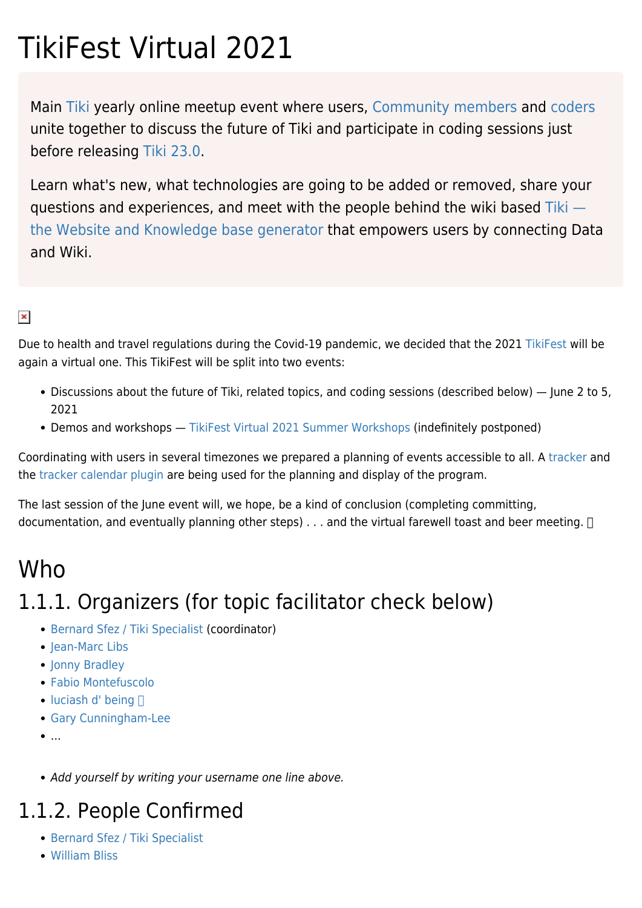# TikiFest Virtual 2021

Main Tiki yearly online meetup event where users, Community members and coders unite together to discuss the future of Tiki and participate in coding sessions just before releasing Tiki 23.0.

Learn what's new, what technologies are going to be added or removed, share your questions and experiences, and meet with the people behind the wiki based Tiki — the Website and Knowledge base generator that empowers users by connecting Data and Wiki.

Due to health and travel regulations during the Covid-19 pandemic, we decided that the 2021 TikiFest will be again a virtual one. This TikiFest will be split into two events:

- Discussions about the future of Tiki, related topics, and coding sessions (described below) — June 2 to 5, 2021
- Demos and workshops — TikiFest Virtual 2021 Summer Workshops (indefinitely postponed)

Coordinating with users in several timezones we prepared a planning of events accessible to all. A tracker and the tracker calendar plugin are being used for the planning and display of the program.

The last session of the June event will, we hope, be a kind of conclusion (completing committing, documentation, and eventually planning other steps) . . . and the virtual farewell toast and beer meeting.

# Who

## 1.1.1. Organizers (for topic facilitator check below)

- Bernard Sfez / Tiki Specialist (coordinator)
- Jean-Marc Libs
- Jonny Bradley
- Fabio Montefuscolo
- luciash d' being
- Gary Cunningham-Lee
- ...

- *Add yourself by writing your username one line above.*

## 1.1.2. People Confirmed

- Bernard Sfez / Tiki Specialist
- William Bliss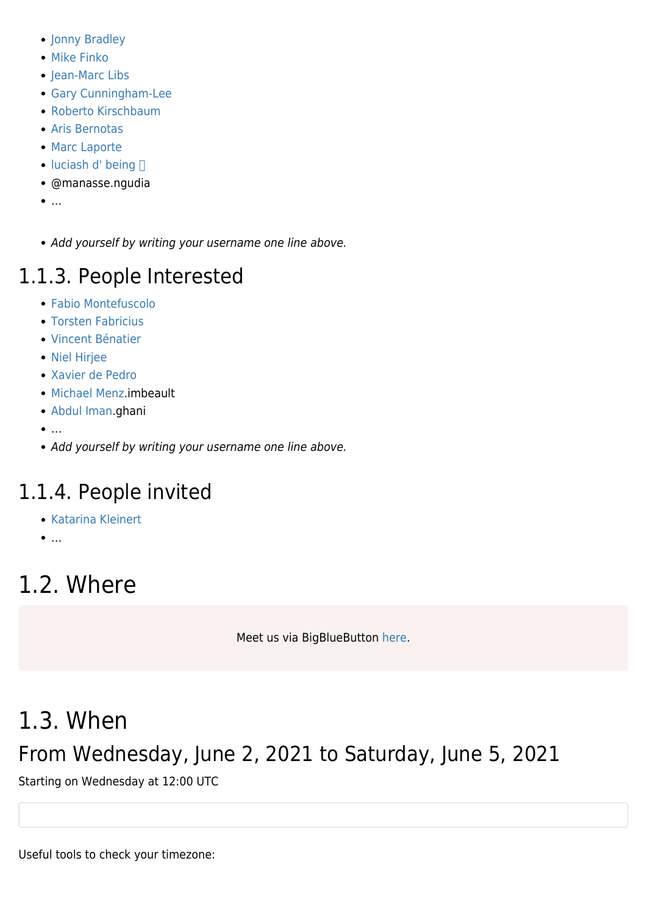- Jonny Bradley
- Mike Finko
- Jean-Marc Libs
- Gary Cunningham-Lee
- Roberto Kirschbaum
- Aris Bernotas
- Marc Laporte
- luciash d' being 
- @manasse.ngudia
- ...

- *Add yourself by writing your username one line above.*

### 1.1.3. People Interested

- Fabio Montefuscolo
- Torsten Fabricius
- Vincent Bénatier
- Niel Hirjee
- Xavier de Pedro
- Michael Menz.imbeault
- Abdul Iman.ghani
- ...
- *Add yourself by writing your username one line above.*

### 1.1.4. People invited

- Katarina Kleinert
- ...

## 1.2. Where

Meet us via BigBlueButton here.

## 1.3. When

### From Wednesday, June 2, 2021 to Saturday, June 5, 2021

Starting on Wednesday at 12:00 UTC

Useful tools to check your timezone: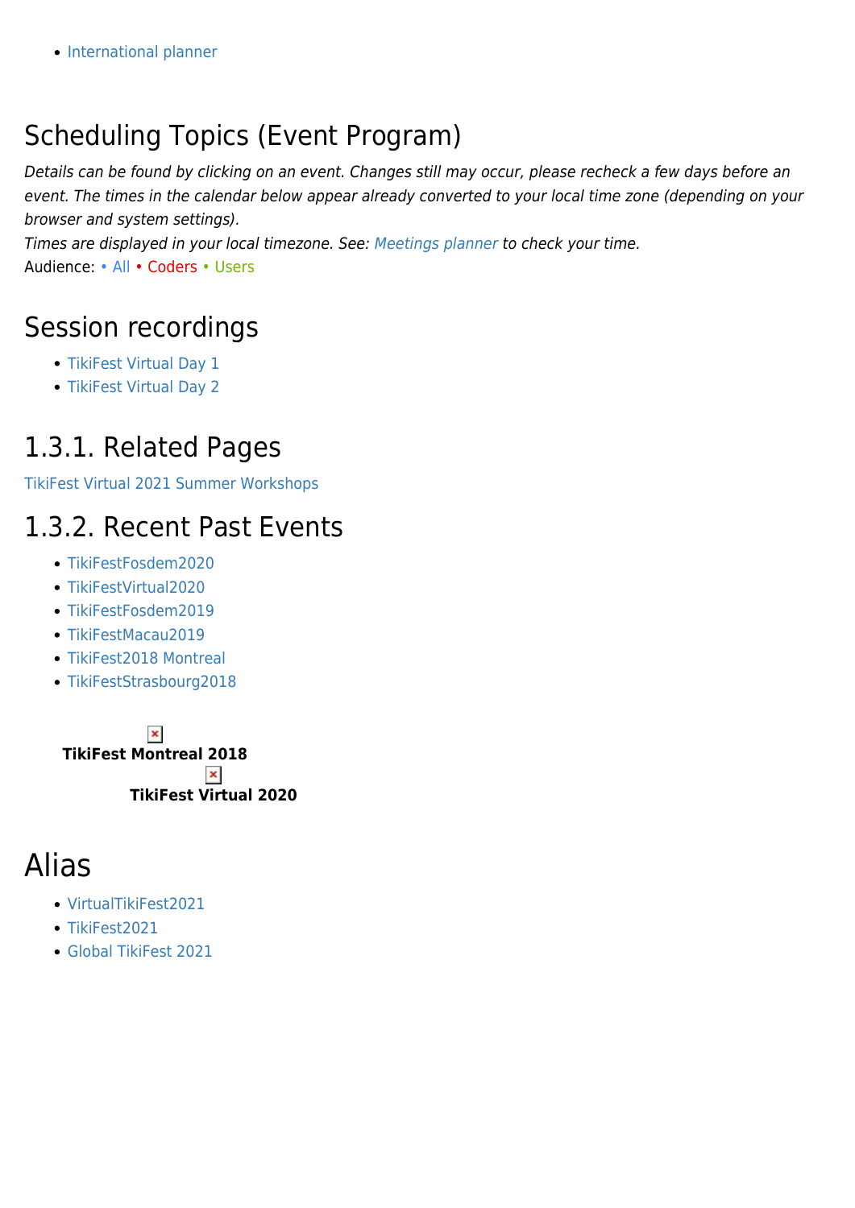- International planner

## Scheduling Topics (Event Program)

*Details can be found by clicking on an event. Changes still may occur, please recheck a few days before an event. The times in the calendar below appear already converted to your local time zone (depending on your browser and system settings).*
*Times are displayed in your local timezone. See: Meetings planner to check your time.*
Audience: • All • Coders • Users

## Session recordings

- TikiFest Virtual Day 1
- TikiFest Virtual Day 2

## 1.3.1. Related Pages

TikiFest Virtual 2021 Summer Workshops

## 1.3.2. Recent Past Events

- TikiFestFosdem2020
- TikiFestVirtual2020
- TikiFestFosdem2019
- TikiFestMacau2019
- TikiFest2018 Montreal
- TikiFestStrasbourg2018

**TikiFest Montreal 2018**

**TikiFest Virtual 2020**

# Alias

- VirtualTikiFest2021
- TikiFest2021
- Global TikiFest 2021